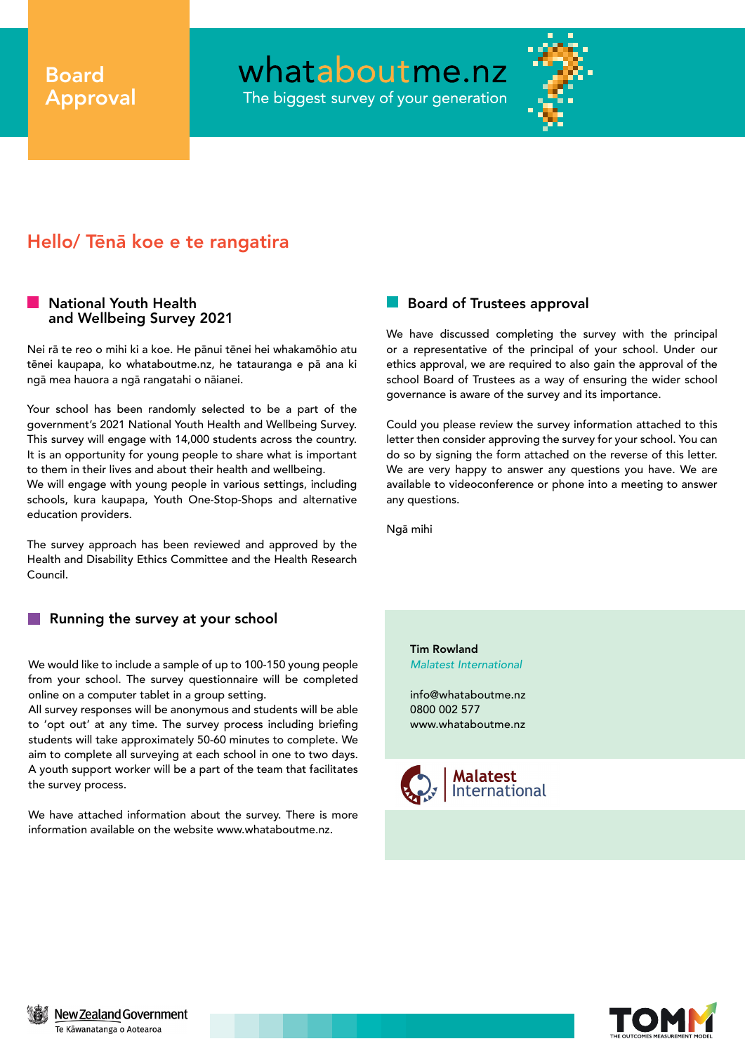Board Approval

# whataboutme.nz

The biggest survey of your generation

## Hello/ Tēnā koe e te rangatira

### National Youth Health and Wellbeing Survey 2021

Nei rā te reo o mihi ki a koe. He pānui tēnei hei whakamōhio atu tēnei kaupapa, ko whataboutme.nz, he tatauranga e pā ana ki ngā mea hauora a ngā rangatahi o nāianei.

Your school has been randomly selected to be a part of the government's 2021 National Youth Health and Wellbeing Survey. This survey will engage with 14,000 students across the country. It is an opportunity for young people to share what is important to them in their lives and about their health and wellbeing.
We will engage with young people in various settings, including schools, kura kaupapa, Youth One-Stop-Shops and alternative education providers.

The survey approach has been reviewed and approved by the Health and Disability Ethics Committee and the Health Research Council.

### Running the survey at your school

We would like to include a sample of up to 100-150 young people from your school. The survey questionnaire will be completed online on a computer tablet in a group setting.
All survey responses will be anonymous and students will be able to 'opt out' at any time. The survey process including briefing students will take approximately 50-60 minutes to complete. We aim to complete all surveying at each school in one to two days. A youth support worker will be a part of the team that facilitates the survey process.

We have attached information about the survey. There is more information available on the website www.whataboutme.nz.

### Board of Trustees approval

We have discussed completing the survey with the principal or a representative of the principal of your school. Under our ethics approval, we are required to also gain the approval of the school Board of Trustees as a way of ensuring the wider school governance is aware of the survey and its importance.

Could you please review the survey information attached to this letter then consider approving the survey for your school. You can do so by signing the form attached on the reverse of this letter. We are very happy to answer any questions you have. We are available to videoconference or phone into a meeting to answer any questions.

Ngā mihi

**Tim Rowland**
*Malatest International*

info@whataboutme.nz
0800 002 577
www.whataboutme.nz

Malatest International

New Zealand Government
Te Kāwanatanga o Aotearoa

TOMM THE OUTCOMES MEASUREMENT MODEL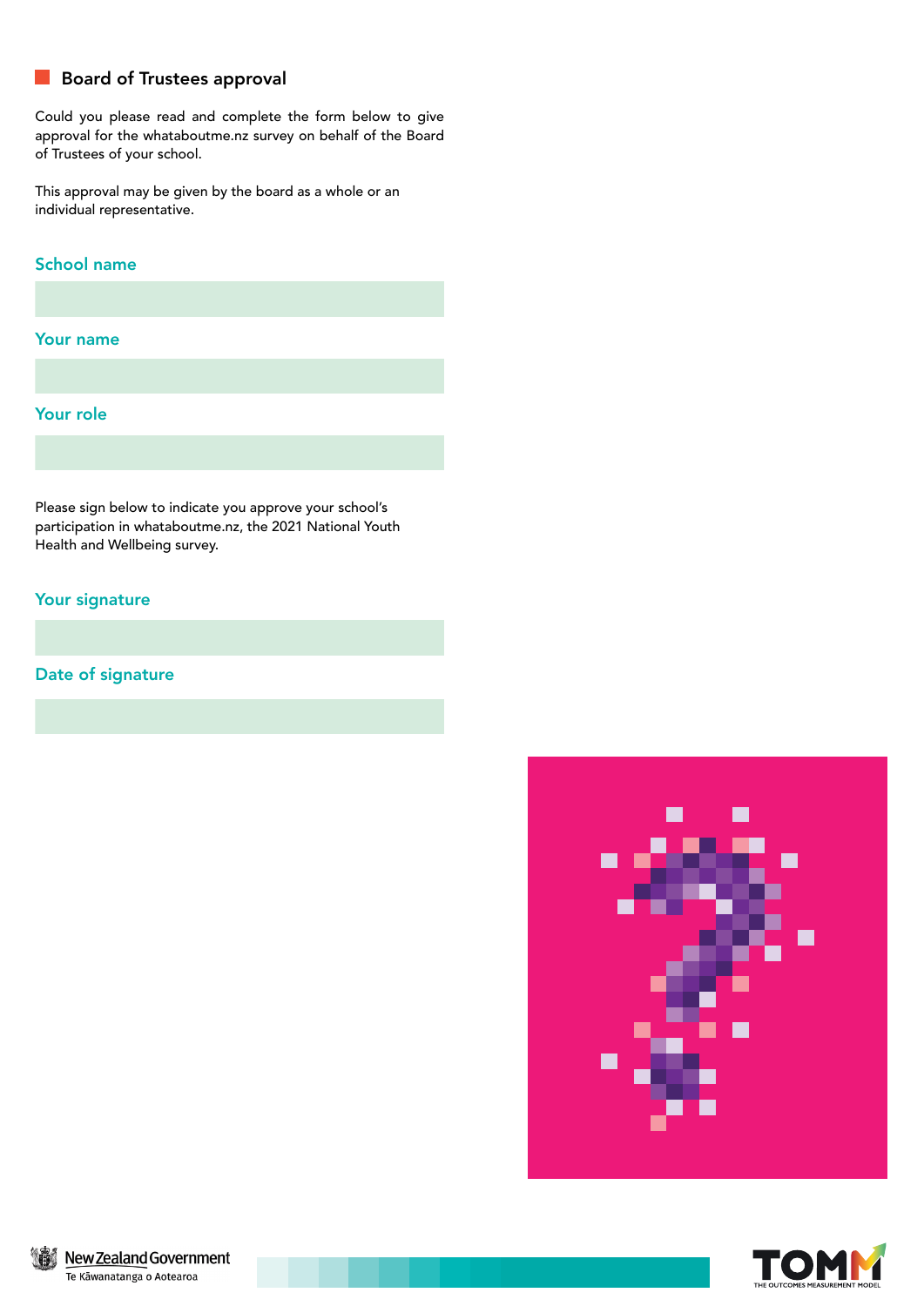## Board of Trustees approval

Could you please read and complete the form below to give approval for the whataboutme.nz survey on behalf of the Board of Trustees of your school.

This approval may be given by the board as a whole or an individual representative.

**School name**

**Your name**

**Your role**

Please sign below to indicate you approve your school's participation in whataboutme.nz, the 2021 National Youth Health and Wellbeing survey.

**Your signature**

**Date of signature**

New Zealand Government
Te Kāwanatanga o Aotearoa

TOMM
THE OUTCOMES MEASUREMENT MODEL